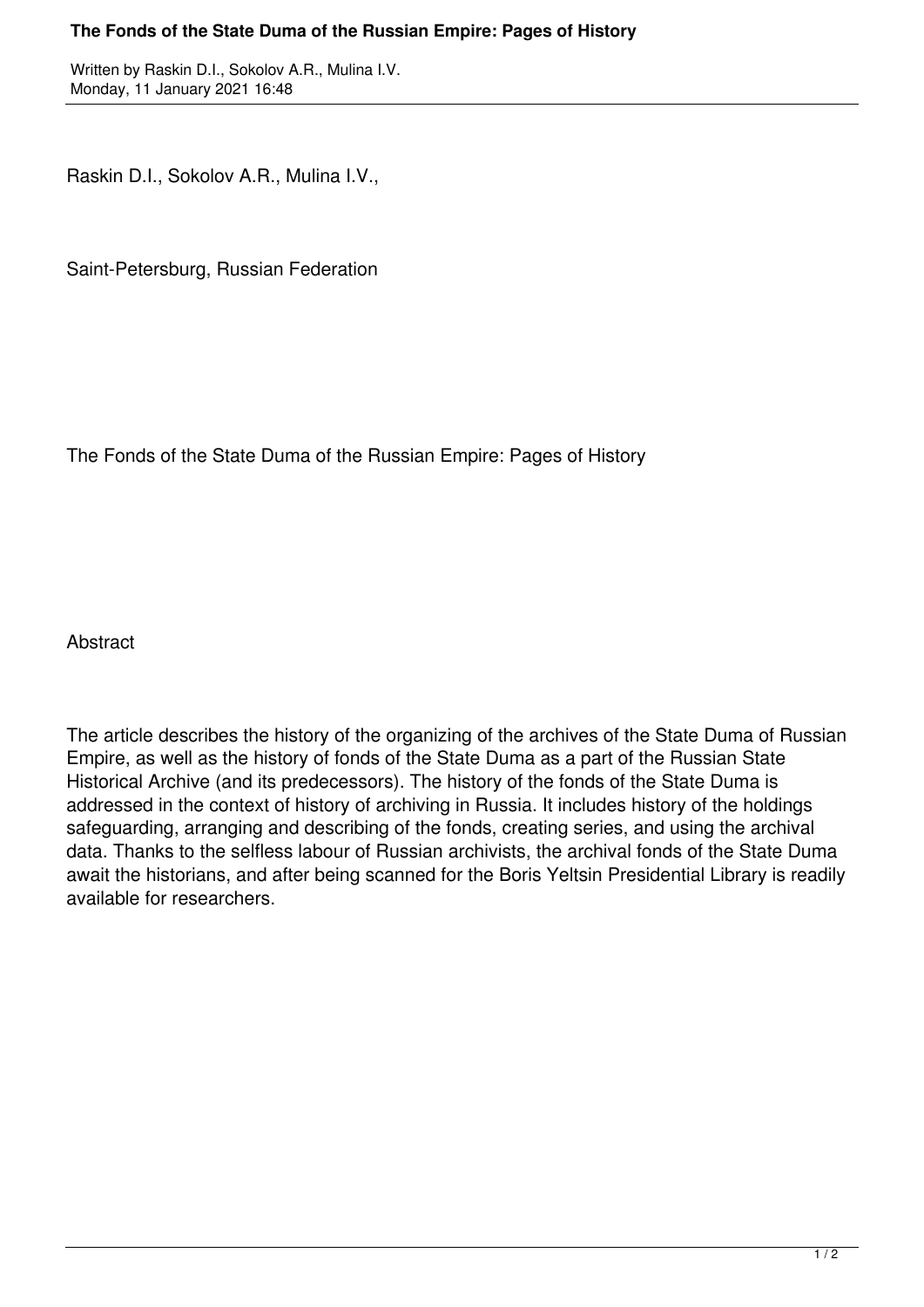Raskin D.I., Sokolov A.R., Mulina I.V.,

Saint-Petersburg, Russian Federation

# The Fonds of the State Duma of the Russian Empire: Pages of History

## Abstract

The article describes the history of the organizing of the archives of the State Duma of Russian Empire, as well as the history of fonds of the State Duma as a part of the Russian State Historical Archive (and its predecessors). The history of the fonds of the State Duma is addressed in the context of history of archiving in Russia. It includes history of the holdings safeguarding, arranging and describing of the fonds, creating series, and using the archival data. Thanks to the selfless labour of Russian archivists, the archival fonds of the State Duma await the historians, and after being scanned for the Boris Yeltsin Presidential Library is readily available for researchers.